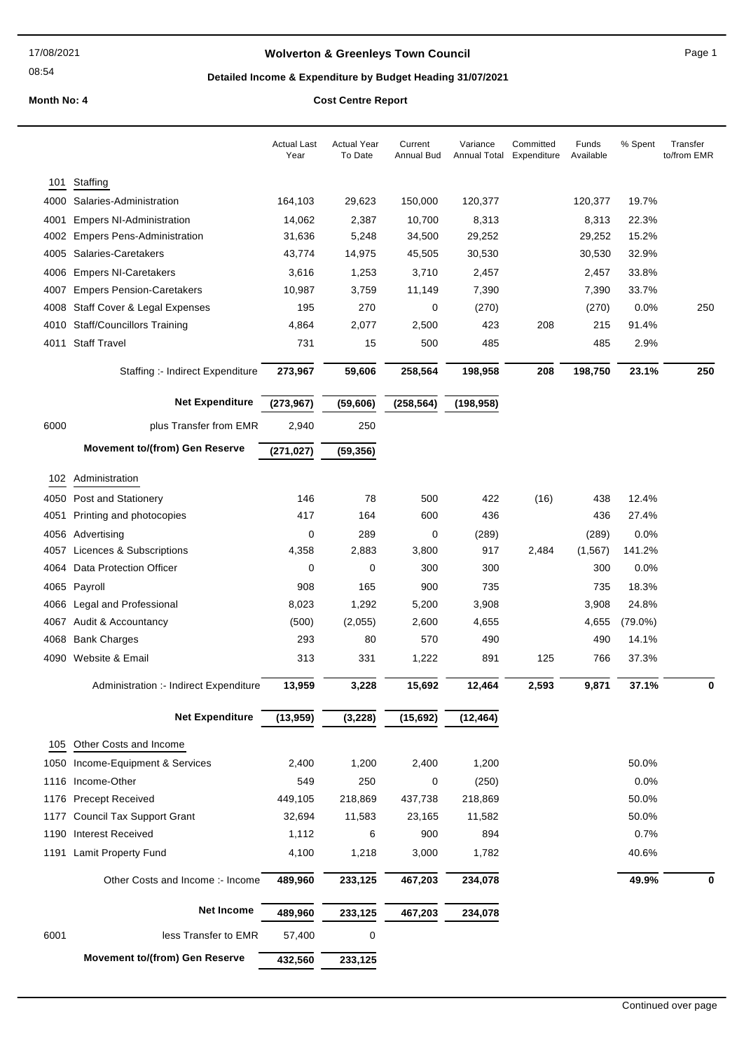# Wolverton & Greenleys Town Council

17/08/2021
08:54

## Detailed Income & Expenditure by Budget Heading 31/07/2021

**Month No: 4** **Cost Centre Report**

| | | Actual Last Year | Actual Year To Date | Current Annual Bud | Variance Annual Total | Committed Expenditure | Funds Available | % Spent | Transfer to/from EMR |
|---|---|---|---|---|---|---|---|---|---|
| 101 | Staffing | | | | | | | | |
| 4000 | Salaries-Administration | 164,103 | 29,623 | 150,000 | 120,377 | | 120,377 | 19.7% | |
| 4001 | Empers NI-Administration | 14,062 | 2,387 | 10,700 | 8,313 | | 8,313 | 22.3% | |
| 4002 | Empers Pens-Administration | 31,636 | 5,248 | 34,500 | 29,252 | | 29,252 | 15.2% | |
| 4005 | Salaries-Caretakers | 43,774 | 14,975 | 45,505 | 30,530 | | 30,530 | 32.9% | |
| 4006 | Empers NI-Caretakers | 3,616 | 1,253 | 3,710 | 2,457 | | 2,457 | 33.8% | |
| 4007 | Empers Pension-Caretakers | 10,987 | 3,759 | 11,149 | 7,390 | | 7,390 | 33.7% | |
| 4008 | Staff Cover & Legal Expenses | 195 | 270 | 0 | (270) | | (270) | 0.0% | 250 |
| 4010 | Staff/Councillors Training | 4,864 | 2,077 | 2,500 | 423 | 208 | 215 | 91.4% | |
| 4011 | Staff Travel | 731 | 15 | 500 | 485 | | 485 | 2.9% | |
| | Staffing :- Indirect Expenditure | **273,967** | **59,606** | **258,564** | **198,958** | **208** | **198,750** | **23.1%** | **250** |
| | **Net Expenditure** | **(273,967)** | **(59,606)** | **(258,564)** | **(198,958)** | | | | |
| 6000 | plus Transfer from EMR | 2,940 | 250 | | | | | | |
| | **Movement to/(from) Gen Reserve** | **(271,027)** | **(59,356)** | | | | | | |
| 102 | Administration | | | | | | | | |
| 4050 | Post and Stationery | 146 | 78 | 500 | 422 | (16) | 438 | 12.4% | |
| 4051 | Printing and photocopies | 417 | 164 | 600 | 436 | | 436 | 27.4% | |
| 4056 | Advertising | 0 | 289 | 0 | (289) | | (289) | 0.0% | |
| 4057 | Licences & Subscriptions | 4,358 | 2,883 | 3,800 | 917 | 2,484 | (1,567) | 141.2% | |
| 4064 | Data Protection Officer | 0 | 0 | 300 | 300 | | 300 | 0.0% | |
| 4065 | Payroll | 908 | 165 | 900 | 735 | | 735 | 18.3% | |
| 4066 | Legal and Professional | 8,023 | 1,292 | 5,200 | 3,908 | | 3,908 | 24.8% | |
| 4067 | Audit & Accountancy | (500) | (2,055) | 2,600 | 4,655 | | 4,655 | (79.0%) | |
| 4068 | Bank Charges | 293 | 80 | 570 | 490 | | 490 | 14.1% | |
| 4090 | Website & Email | 313 | 331 | 1,222 | 891 | 125 | 766 | 37.3% | |
| | Administration :- Indirect Expenditure | **13,959** | **3,228** | **15,692** | **12,464** | **2,593** | **9,871** | **37.1%** | **0** |
| | **Net Expenditure** | **(13,959)** | **(3,228)** | **(15,692)** | **(12,464)** | | | | |
| 105 | Other Costs and Income | | | | | | | | |
| 1050 | Income-Equipment & Services | 2,400 | 1,200 | 2,400 | 1,200 | | | 50.0% | |
| 1116 | Income-Other | 549 | 250 | 0 | (250) | | | 0.0% | |
| 1176 | Precept Received | 449,105 | 218,869 | 437,738 | 218,869 | | | 50.0% | |
| 1177 | Council Tax Support Grant | 32,694 | 11,583 | 23,165 | 11,582 | | | 50.0% | |
| 1190 | Interest Received | 1,112 | 6 | 900 | 894 | | | 0.7% | |
| 1191 | Lamit Property Fund | 4,100 | 1,218 | 3,000 | 1,782 | | | 40.6% | |
| | Other Costs and Income :- Income | **489,960** | **233,125** | **467,203** | **234,078** | | | **49.9%** | **0** |
| | **Net Income** | **489,960** | **233,125** | **467,203** | **234,078** | | | | |
| 6001 | less Transfer to EMR | 57,400 | 0 | | | | | | |
| | **Movement to/(from) Gen Reserve** | **432,560** | **233,125** | | | | | | |

Continued over page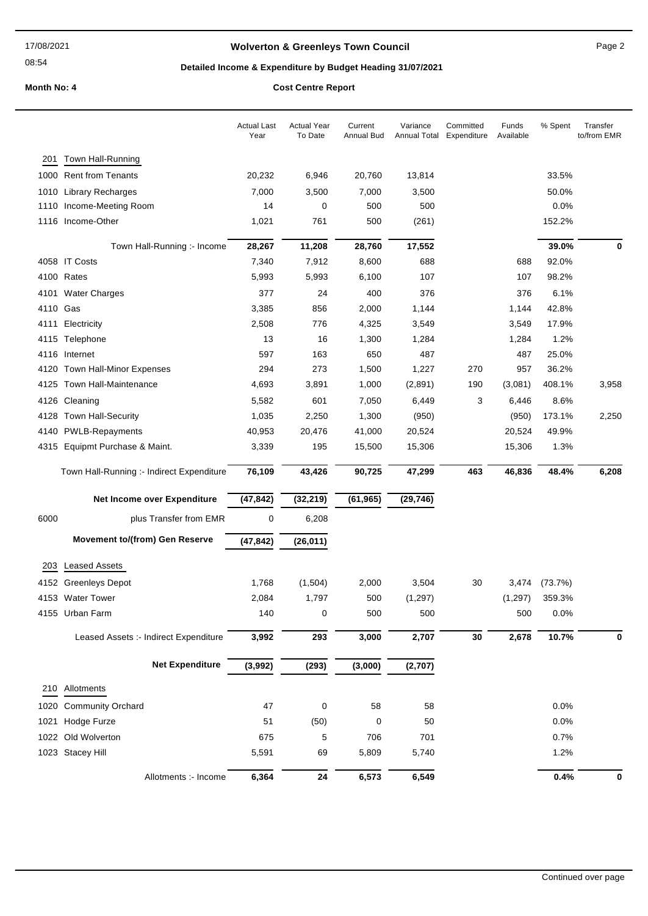# Wolverton & Greenleys Town Council

## Detailed Income & Expenditure by Budget Heading 31/07/2021

**Month No: 4** **Cost Centre Report**

| | | Actual Last Year | Actual Year To Date | Current Annual Bud | Variance Annual Total | Committed Expenditure | Funds Available | % Spent | Transfer to/from EMR |
|---|---|---|---|---|---|---|---|---|---|
| **201** | **Town Hall-Running** | | | | | | | | |
| 1000 | Rent from Tenants | 20,232 | 6,946 | 20,760 | 13,814 | | | 33.5% | |
| 1010 | Library Recharges | 7,000 | 3,500 | 7,000 | 3,500 | | | 50.0% | |
| 1110 | Income-Meeting Room | 14 | 0 | 500 | 500 | | | 0.0% | |
| 1116 | Income-Other | 1,021 | 761 | 500 | (261) | | | 152.2% | |
| | Town Hall-Running :- Income | **28,267** | **11,208** | **28,760** | **17,552** | | | **39.0%** | **0** |
| 4058 | IT Costs | 7,340 | 7,912 | 8,600 | 688 | | 688 | 92.0% | |
| 4100 | Rates | 5,993 | 5,993 | 6,100 | 107 | | 107 | 98.2% | |
| 4101 | Water Charges | 377 | 24 | 400 | 376 | | 376 | 6.1% | |
| 4110 | Gas | 3,385 | 856 | 2,000 | 1,144 | | 1,144 | 42.8% | |
| 4111 | Electricity | 2,508 | 776 | 4,325 | 3,549 | | 3,549 | 17.9% | |
| 4115 | Telephone | 13 | 16 | 1,300 | 1,284 | | 1,284 | 1.2% | |
| 4116 | Internet | 597 | 163 | 650 | 487 | | 487 | 25.0% | |
| 4120 | Town Hall-Minor Expenses | 294 | 273 | 1,500 | 1,227 | 270 | 957 | 36.2% | |
| 4125 | Town Hall-Maintenance | 4,693 | 3,891 | 1,000 | (2,891) | 190 | (3,081) | 408.1% | 3,958 |
| 4126 | Cleaning | 5,582 | 601 | 7,050 | 6,449 | 3 | 6,446 | 8.6% | |
| 4128 | Town Hall-Security | 1,035 | 2,250 | 1,300 | (950) | | (950) | 173.1% | 2,250 |
| 4140 | PWLB-Repayments | 40,953 | 20,476 | 41,000 | 20,524 | | 20,524 | 49.9% | |
| 4315 | Equipmt Purchase & Maint. | 3,339 | 195 | 15,500 | 15,306 | | 15,306 | 1.3% | |
| | Town Hall-Running :- Indirect Expenditure | **76,109** | **43,426** | **90,725** | **47,299** | **463** | **46,836** | **48.4%** | **6,208** |
| | **Net Income over Expenditure** | **(47,842)** | **(32,219)** | **(61,965)** | **(29,746)** | | | | |
| 6000 | plus Transfer from EMR | 0 | 6,208 | | | | | | |
| | **Movement to/(from) Gen Reserve** | **(47,842)** | **(26,011)** | | | | | | |
| **203** | **Leased Assets** | | | | | | | | |
| 4152 | Greenleys Depot | 1,768 | (1,504) | 2,000 | 3,504 | 30 | 3,474 | (73.7%) | |
| 4153 | Water Tower | 2,084 | 1,797 | 500 | (1,297) | | (1,297) | 359.3% | |
| 4155 | Urban Farm | 140 | 0 | 500 | 500 | | 500 | 0.0% | |
| | Leased Assets :- Indirect Expenditure | **3,992** | **293** | **3,000** | **2,707** | **30** | **2,678** | **10.7%** | **0** |
| | **Net Expenditure** | **(3,992)** | **(293)** | **(3,000)** | **(2,707)** | | | | |
| **210** | **Allotments** | | | | | | | | |
| 1020 | Community Orchard | 47 | 0 | 58 | 58 | | | 0.0% | |
| 1021 | Hodge Furze | 51 | (50) | 0 | 50 | | | 0.0% | |
| 1022 | Old Wolverton | 675 | 5 | 706 | 701 | | | 0.7% | |
| 1023 | Stacey Hill | 5,591 | 69 | 5,809 | 5,740 | | | 1.2% | |
| | Allotments :- Income | **6,364** | **24** | **6,573** | **6,549** | | | **0.4%** | **0** |

Continued over page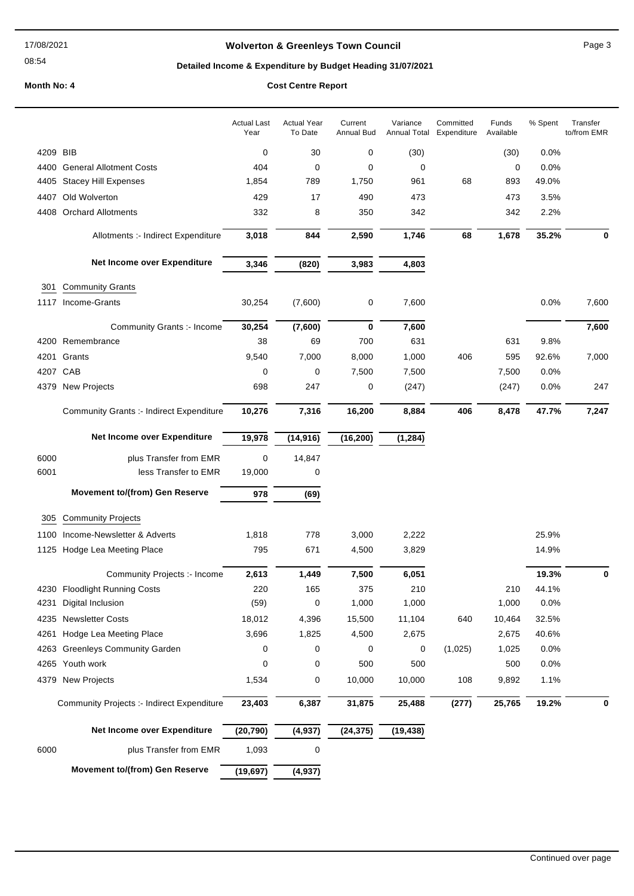# Wolverton & Greenleys Town Council

## Detailed Income & Expenditure by Budget Heading 31/07/2021

**Month No: 4** **Cost Centre Report**

| | | Actual Last Year | Actual Year To Date | Current Annual Bud | Variance Annual Total | Committed Expenditure | Funds Available | % Spent | Transfer to/from EMR |
|---|---|---|---|---|---|---|---|---|---|
| 4209 | BIB | 0 | 30 | 0 | (30) | | (30) | 0.0% | |
| 4400 | General Allotment Costs | 404 | 0 | 0 | 0 | | 0 | 0.0% | |
| 4405 | Stacey Hill Expenses | 1,854 | 789 | 1,750 | 961 | 68 | 893 | 49.0% | |
| 4407 | Old Wolverton | 429 | 17 | 490 | 473 | | 473 | 3.5% | |
| 4408 | Orchard Allotments | 332 | 8 | 350 | 342 | | 342 | 2.2% | |
| | Allotments :- Indirect Expenditure | **3,018** | **844** | **2,590** | **1,746** | **68** | **1,678** | **35.2%** | **0** |
| | **Net Income over Expenditure** | **3,346** | **(820)** | **3,983** | **4,803** | | | | |
| 301 | Community Grants | | | | | | | | |
| 1117 | Income-Grants | 30,254 | (7,600) | 0 | 7,600 | | | 0.0% | 7,600 |
| | Community Grants :- Income | **30,254** | **(7,600)** | **0** | **7,600** | | | | **7,600** |
| 4200 | Remembrance | 38 | 69 | 700 | 631 | | 631 | 9.8% | |
| 4201 | Grants | 9,540 | 7,000 | 8,000 | 1,000 | 406 | 595 | 92.6% | 7,000 |
| 4207 | CAB | 0 | 0 | 7,500 | 7,500 | | 7,500 | 0.0% | |
| 4379 | New Projects | 698 | 247 | 0 | (247) | | (247) | 0.0% | 247 |
| | Community Grants :- Indirect Expenditure | **10,276** | **7,316** | **16,200** | **8,884** | **406** | **8,478** | **47.7%** | **7,247** |
| | **Net Income over Expenditure** | **19,978** | **(14,916)** | **(16,200)** | **(1,284)** | | | | |
| 6000 | plus Transfer from EMR | 0 | 14,847 | | | | | | |
| 6001 | less Transfer to EMR | 19,000 | 0 | | | | | | |
| | **Movement to/(from) Gen Reserve** | **978** | **(69)** | | | | | | |
| 305 | Community Projects | | | | | | | | |
| 1100 | Income-Newsletter & Adverts | 1,818 | 778 | 3,000 | 2,222 | | | 25.9% | |
| 1125 | Hodge Lea Meeting Place | 795 | 671 | 4,500 | 3,829 | | | 14.9% | |
| | Community Projects :- Income | **2,613** | **1,449** | **7,500** | **6,051** | | | **19.3%** | **0** |
| 4230 | Floodlight Running Costs | 220 | 165 | 375 | 210 | | 210 | 44.1% | |
| 4231 | Digital Inclusion | (59) | 0 | 1,000 | 1,000 | | 1,000 | 0.0% | |
| 4235 | Newsletter Costs | 18,012 | 4,396 | 15,500 | 11,104 | 640 | 10,464 | 32.5% | |
| 4261 | Hodge Lea Meeting Place | 3,696 | 1,825 | 4,500 | 2,675 | | 2,675 | 40.6% | |
| 4263 | Greenleys Community Garden | 0 | 0 | 0 | 0 | (1,025) | 1,025 | 0.0% | |
| 4265 | Youth work | 0 | 0 | 500 | 500 | | 500 | 0.0% | |
| 4379 | New Projects | 1,534 | 0 | 10,000 | 10,000 | 108 | 9,892 | 1.1% | |
| | Community Projects :- Indirect Expenditure | **23,403** | **6,387** | **31,875** | **25,488** | **(277)** | **25,765** | **19.2%** | **0** |
| | **Net Income over Expenditure** | **(20,790)** | **(4,937)** | **(24,375)** | **(19,438)** | | | | |
| 6000 | plus Transfer from EMR | 1,093 | 0 | | | | | | |
| | **Movement to/(from) Gen Reserve** | **(19,697)** | **(4,937)** | | | | | | |

Continued over page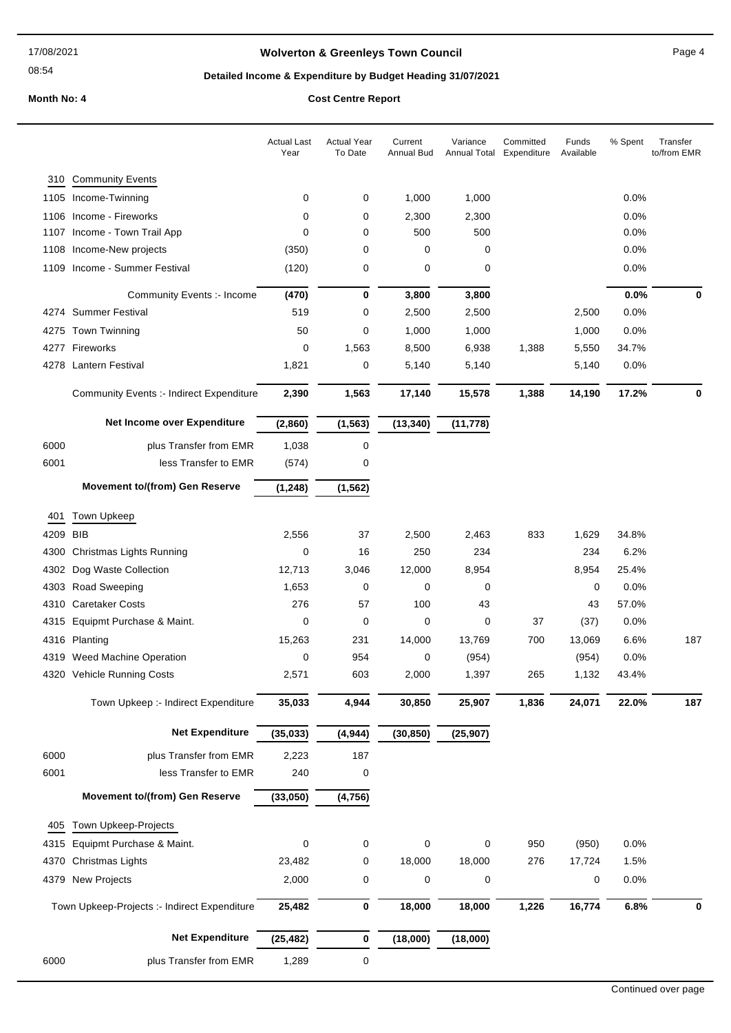# Wolverton & Greenleys Town Council

**Detailed Income & Expenditure by Budget Heading 31/07/2021**

**Month No: 4** | **Cost Centre Report**

| | | Actual Last Year | Actual Year To Date | Current Annual Bud | Variance Annual Total | Committed Expenditure | Funds Available | % Spent | Transfer to/from EMR |
|---|---|---|---|---|---|---|---|---|---|
| 310 | **Community Events** | | | | | | | | |
| 1105 | Income-Twinning | 0 | 0 | 1,000 | 1,000 | | | 0.0% | |
| 1106 | Income - Fireworks | 0 | 0 | 2,300 | 2,300 | | | 0.0% | |
| 1107 | Income - Town Trail App | 0 | 0 | 500 | 500 | | | 0.0% | |
| 1108 | Income-New projects | (350) | 0 | 0 | 0 | | | 0.0% | |
| 1109 | Income - Summer Festival | (120) | 0 | 0 | 0 | | | 0.0% | |
| | Community Events :- Income | **(470)** | **0** | **3,800** | **3,800** | | | **0.0%** | **0** |
| 4274 | Summer Festival | 519 | 0 | 2,500 | 2,500 | | 2,500 | 0.0% | |
| 4275 | Town Twinning | 50 | 0 | 1,000 | 1,000 | | 1,000 | 0.0% | |
| 4277 | Fireworks | 0 | 1,563 | 8,500 | 6,938 | 1,388 | 5,550 | 34.7% | |
| 4278 | Lantern Festival | 1,821 | 0 | 5,140 | 5,140 | | 5,140 | 0.0% | |
| | Community Events :- Indirect Expenditure | **2,390** | **1,563** | **17,140** | **15,578** | **1,388** | **14,190** | **17.2%** | **0** |
| | **Net Income over Expenditure** | **(2,860)** | **(1,563)** | **(13,340)** | **(11,778)** | | | | |
| 6000 | plus Transfer from EMR | 1,038 | 0 | | | | | | |
| 6001 | less Transfer to EMR | (574) | 0 | | | | | | |
| | **Movement to/(from) Gen Reserve** | **(1,248)** | **(1,562)** | | | | | | |
| 401 | **Town Upkeep** | | | | | | | | |
| 4209 | BIB | 2,556 | 37 | 2,500 | 2,463 | 833 | 1,629 | 34.8% | |
| 4300 | Christmas Lights Running | 0 | 16 | 250 | 234 | | 234 | 6.2% | |
| 4302 | Dog Waste Collection | 12,713 | 3,046 | 12,000 | 8,954 | | 8,954 | 25.4% | |
| 4303 | Road Sweeping | 1,653 | 0 | 0 | 0 | | 0 | 0.0% | |
| 4310 | Caretaker Costs | 276 | 57 | 100 | 43 | | 43 | 57.0% | |
| 4315 | Equipmt Purchase & Maint. | 0 | 0 | 0 | 0 | 37 | (37) | 0.0% | |
| 4316 | Planting | 15,263 | 231 | 14,000 | 13,769 | 700 | 13,069 | 6.6% | 187 |
| 4319 | Weed Machine Operation | 0 | 954 | 0 | (954) | | (954) | 0.0% | |
| 4320 | Vehicle Running Costs | 2,571 | 603 | 2,000 | 1,397 | 265 | 1,132 | 43.4% | |
| | Town Upkeep :- Indirect Expenditure | **35,033** | **4,944** | **30,850** | **25,907** | **1,836** | **24,071** | **22.0%** | **187** |
| | **Net Expenditure** | **(35,033)** | **(4,944)** | **(30,850)** | **(25,907)** | | | | |
| 6000 | plus Transfer from EMR | 2,223 | 187 | | | | | | |
| 6001 | less Transfer to EMR | 240 | 0 | | | | | | |
| | **Movement to/(from) Gen Reserve** | **(33,050)** | **(4,756)** | | | | | | |
| 405 | **Town Upkeep-Projects** | | | | | | | | |
| 4315 | Equipmt Purchase & Maint. | 0 | 0 | 0 | 0 | 950 | (950) | 0.0% | |
| 4370 | Christmas Lights | 23,482 | 0 | 18,000 | 18,000 | 276 | 17,724 | 1.5% | |
| 4379 | New Projects | 2,000 | 0 | 0 | 0 | | 0 | 0.0% | |
| | Town Upkeep-Projects :- Indirect Expenditure | **25,482** | **0** | **18,000** | **18,000** | **1,226** | **16,774** | **6.8%** | **0** |
| | **Net Expenditure** | **(25,482)** | **0** | **(18,000)** | **(18,000)** | | | | |
| 6000 | plus Transfer from EMR | 1,289 | 0 | | | | | | |

Continued over page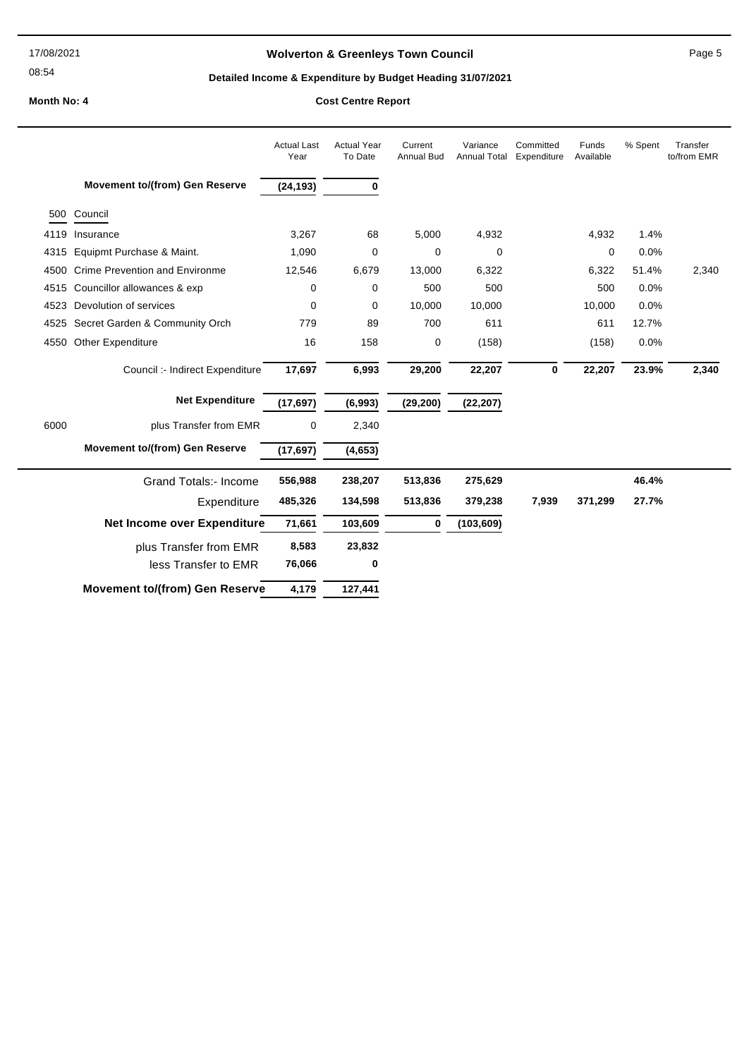| | | Actual Last Year | Actual Year To Date | Current Annual Bud | Variance Annual Total | Committed Expenditure | Funds Available | % Spent | Transfer to/from EMR |
|---|---|---|---|---|---|---|---|---|---|
| | **Movement to/(from) Gen Reserve** | **(24,193)** | **0** | | | | | | |
| 500 | Council | | | | | | | | |
| 4119 | Insurance | 3,267 | 68 | 5,000 | 4,932 | | 4,932 | 1.4% | |
| 4315 | Equipmt Purchase & Maint. | 1,090 | 0 | 0 | 0 | | 0 | 0.0% | |
| 4500 | Crime Prevention and Environme | 12,546 | 6,679 | 13,000 | 6,322 | | 6,322 | 51.4% | 2,340 |
| 4515 | Councillor allowances & exp | 0 | 0 | 500 | 500 | | 500 | 0.0% | |
| 4523 | Devolution of services | 0 | 0 | 10,000 | 10,000 | | 10,000 | 0.0% | |
| 4525 | Secret Garden & Community Orch | 779 | 89 | 700 | 611 | | 611 | 12.7% | |
| 4550 | Other Expenditure | 16 | 158 | 0 | (158) | | (158) | 0.0% | |
| | Council :- Indirect Expenditure | **17,697** | **6,993** | **29,200** | **22,207** | **0** | **22,207** | **23.9%** | **2,340** |
| | **Net Expenditure** | **(17,697)** | **(6,993)** | **(29,200)** | **(22,207)** | | | | |
| 6000 | plus Transfer from EMR | 0 | 2,340 | | | | | | |
| | **Movement to/(from) Gen Reserve** | **(17,697)** | **(4,653)** | | | | | | |
| | Grand Totals:- Income | **556,988** | **238,207** | **513,836** | **275,629** | | | **46.4%** | |
| | Expenditure | **485,326** | **134,598** | **513,836** | **379,238** | **7,939** | **371,299** | **27.7%** | |
| | **Net Income over Expenditure** | **71,661** | **103,609** | **0** | **(103,609)** | | | | |
| | plus Transfer from EMR | **8,583** | **23,832** | | | | | | |
| | less Transfer to EMR | **76,066** | **0** | | | | | | |
| | **Movement to/(from) Gen Reserve** | **4,179** | **127,441** | | | | | | |